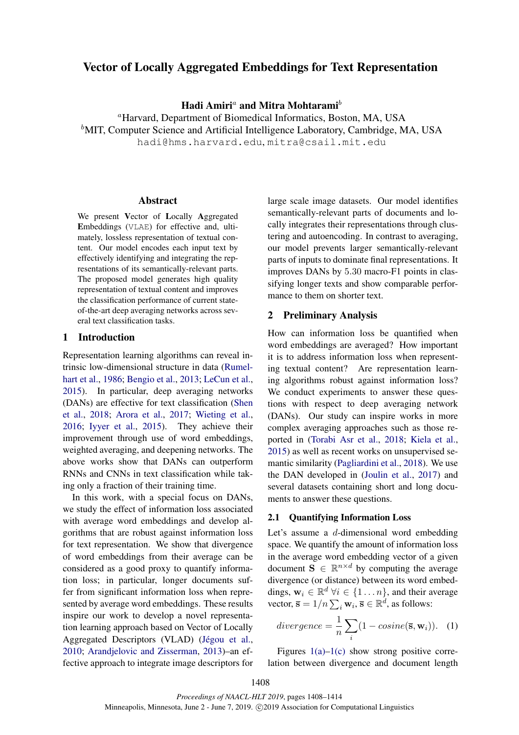# Vector of Locally Aggregated Embeddings for Text Representation

**Hadi Amiri**[a] **and Mitra Mohtarami**[b]

[a]Harvard, Department of Biomedical Informatics, Boston, MA, USA
[b]MIT, Computer Science and Artificial Intelligence Laboratory, Cambridge, MA, USA
hadi@hms.harvard.edu, mitra@csail.mit.edu

## Abstract

We present **V**ector of **L**ocally **A**ggregated **E**mbeddings (VLAE) for effective and, ultimately, lossless representation of textual content. Our model encodes each input text by effectively identifying and integrating the representations of its semantically-relevant parts. The proposed model generates high quality representation of textual content and improves the classification performance of current state-of-the-art deep averaging networks across several text classification tasks.

## 1 Introduction

Representation learning algorithms can reveal intrinsic low-dimensional structure in data (Rumelhart et al., 1986; Bengio et al., 2013; LeCun et al., 2015). In particular, deep averaging networks (DANs) are effective for text classification (Shen et al., 2018; Arora et al., 2017; Wieting et al., 2016; Iyyer et al., 2015). They achieve their improvement through use of word embeddings, weighted averaging, and deepening networks. The above works show that DANs can outperform RNNs and CNNs in text classification while taking only a fraction of their training time.

In this work, with a special focus on DANs, we study the effect of information loss associated with average word embeddings and develop algorithms that are robust against information loss for text representation. We show that divergence of word embeddings from their average can be considered as a good proxy to quantify information loss; in particular, longer documents suffer from significant information loss when represented by average word embeddings. These results inspire our work to develop a novel representation learning approach based on Vector of Locally Aggregated Descriptors (VLAD) (Jégou et al., 2010; Arandjelovic and Zisserman, 2013)–an effective approach to integrate image descriptors for large scale image datasets. Our model identifies semantically-relevant parts of documents and locally integrates their representations through clustering and autoencoding. In contrast to averaging, our model prevents larger semantically-relevant parts of inputs to dominate final representations. It improves DANs by 5.30 macro-F1 points in classifying longer texts and show comparable performance to them on shorter text.

## 2 Preliminary Analysis

How can information loss be quantified when word embeddings are averaged? How important it is to address information loss when representing textual content? Are representation learning algorithms robust against information loss? We conduct experiments to answer these questions with respect to deep averaging network (DANs). Our study can inspire works in more complex averaging approaches such as those reported in (Torabi Asr et al., 2018; Kiela et al., 2015) as well as recent works on unsupervised semantic similarity (Pagliardini et al., 2018). We use the DAN developed in (Joulin et al., 2017) and several datasets containing short and long documents to answer these questions.

### 2.1 Quantifying Information Loss

Let's assume a $d$-dimensional word embedding space. We quantify the amount of information loss in the average word embedding vector of a given document $\mathbf{S} \in \mathbb{R}^{n \times d}$ by computing the average divergence (or distance) between its word embeddings, $\mathbf{w}_i \in \mathbb{R}^d \ \forall i \in \{1 \dots n\}$, and their average vector, $\overline{\mathbf{s}} = 1/n \sum_i \mathbf{w}_i, \overline{\mathbf{s}} \in \mathbb{R}^d$, as follows:

$$divergence = \frac{1}{n} \sum_i (1 - cosine(\overline{\mathbf{s}}, \mathbf{w}_i)). \quad (1)$$

Figures 1(a)–1(c) show strong positive correlation between divergence and document length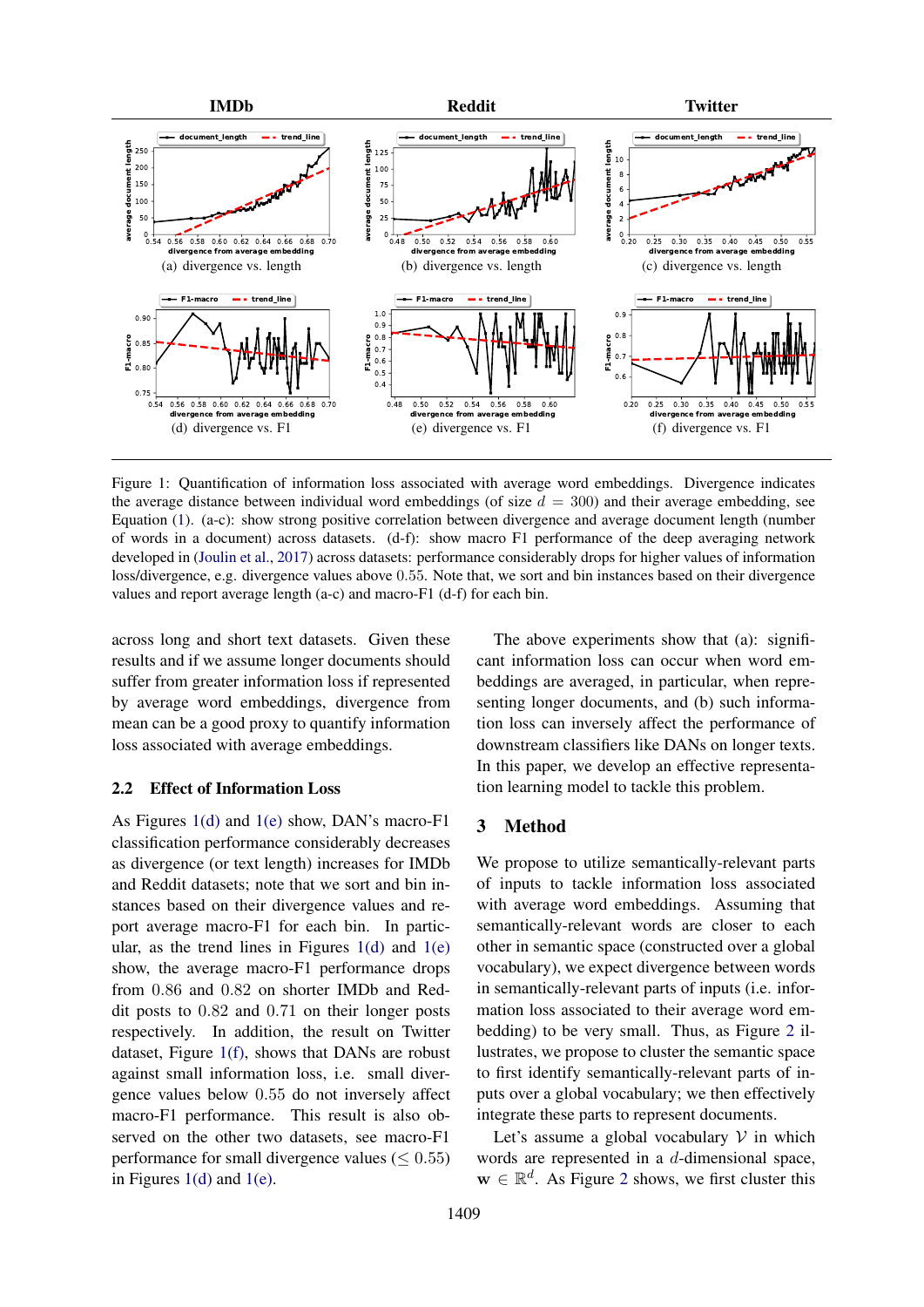Figure 1: Quantification of information loss associated with average word embeddings. Divergence indicates the average distance between individual word embeddings (of size $d = 300$) and their average embedding, see Equation (1). (a-c): show strong positive correlation between divergence and average document length (number of words in a document) across datasets. (d-f): show macro F1 performance of the deep averaging network developed in (Joulin et al., 2017) across datasets: performance considerably drops for higher values of information loss/divergence, e.g. divergence values above 0.55. Note that, we sort and bin instances based on their divergence values and report average length (a-c) and macro-F1 (d-f) for each bin.

across long and short text datasets. Given these results and if we assume longer documents should suffer from greater information loss if represented by average word embeddings, divergence from mean can be a good proxy to quantify information loss associated with average embeddings.

## 2.2 Effect of Information Loss

As Figures 1(d) and 1(e) show, DAN's macro-F1 classification performance considerably decreases as divergence (or text length) increases for IMDb and Reddit datasets; note that we sort and bin instances based on their divergence values and report average macro-F1 for each bin. In particular, as the trend lines in Figures 1(d) and 1(e) show, the average macro-F1 performance drops from 0.86 and 0.82 on shorter IMDb and Reddit posts to 0.82 and 0.71 on their longer posts respectively. In addition, the result on Twitter dataset, Figure 1(f), shows that DANs are robust against small information loss, i.e. small divergence values below 0.55 do not inversely affect macro-F1 performance. This result is also observed on the other two datasets, see macro-F1 performance for small divergence values ($\leq 0.55$) in Figures 1(d) and 1(e).

The above experiments show that (a): significant information loss can occur when word embeddings are averaged, in particular, when representing longer documents, and (b) such information loss can inversely affect the performance of downstream classifiers like DANs on longer texts. In this paper, we develop an effective representation learning model to tackle this problem.

# 3 Method

We propose to utilize semantically-relevant parts of inputs to tackle information loss associated with average word embeddings. Assuming that semantically-relevant words are closer to each other in semantic space (constructed over a global vocabulary), we expect divergence between words in semantically-relevant parts of inputs (i.e. information loss associated to their average word embedding) to be very small. Thus, as Figure 2 illustrates, we propose to cluster the semantic space to first identify semantically-relevant parts of inputs over a global vocabulary; we then effectively integrate these parts to represent documents.

Let's assume a global vocabulary $\mathcal{V}$ in which words are represented in a $d$-dimensional space, $\mathbf{w} \in \mathbb{R}^d$. As Figure 2 shows, we first cluster this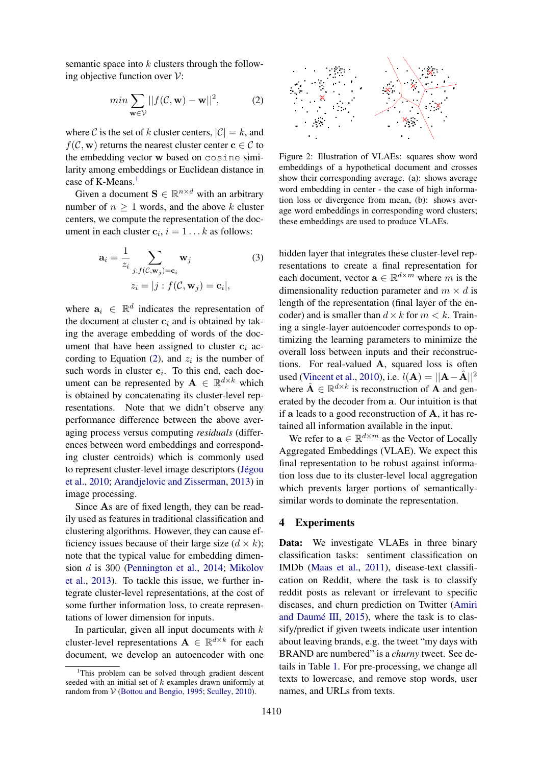semantic space into $k$ clusters through the following objective function over $\mathcal{V}$:

$$min \sum_{\mathbf{w} \in \mathcal{V}} ||f(\mathcal{C}, \mathbf{w}) - \mathbf{w}||^2, \quad (2)$$

where $\mathcal{C}$ is the set of $k$ cluster centers, $|\mathcal{C}| = k$, and $f(\mathcal{C}, \mathbf{w})$ returns the nearest cluster center $\mathbf{c} \in \mathcal{C}$ to the embedding vector $\mathbf{w}$ based on `cosine` similarity among embeddings or Euclidean distance in case of K-Means.[1]

Given a document $\mathbf{S} \in \mathbb{R}^{n \times d}$ with an arbitrary number of $n \geq 1$ words, and the above $k$ cluster centers, we compute the representation of the document in each cluster $\mathbf{c}_i$, $i = 1 \dots k$ as follows:

$$\mathbf{a}_i = \frac{1}{z_i} \sum_{j: f(\mathcal{C}, \mathbf{w}_j) = \mathbf{c}_i} \mathbf{w}_j \quad (3)$$
$$z_i = |j : f(\mathcal{C}, \mathbf{w}_j) = \mathbf{c}_i|,$$

where $\mathbf{a}_i \in \mathbb{R}^d$ indicates the representation of the document at cluster $\mathbf{c}_i$ and is obtained by taking the average embedding of words of the document that have been assigned to cluster $\mathbf{c}_i$ according to Equation (2), and $z_i$ is the number of such words in cluster $\mathbf{c}_i$. To this end, each document can be represented by $\mathbf{A} \in \mathbb{R}^{d \times k}$ which is obtained by concatenating its cluster-level representations. Note that we didn't observe any performance difference between the above averaging process versus computing *residuals* (differences between word embeddings and corresponding cluster centroids) which is commonly used to represent cluster-level image descriptors (Jégou et al., 2010; Arandjelovic and Zisserman, 2013) in image processing.

Since $\mathbf{A}$s are of fixed length, they can be readily used as features in traditional classification and clustering algorithms. However, they can cause efficiency issues because of their large size ($d \times k$); note that the typical value for embedding dimension $d$ is 300 (Pennington et al., 2014; Mikolov et al., 2013). To tackle this issue, we further integrate cluster-level representations, at the cost of some further information loss, to create representations of lower dimension for inputs.

In particular, given all input documents with $k$ cluster-level representations $\mathbf{A} \in \mathbb{R}^{d \times k}$ for each document, we develop an autoencoder with one hidden layer that integrates these cluster-level representations to create a final representation for each document, vector $\mathbf{a} \in \mathbb{R}^{d \times m}$ where $m$ is the dimensionality reduction parameter and $m \times d$ is length of the representation (final layer of the encoder) and is smaller than $d \times k$ for $m < k$. Training a single-layer autoencoder corresponds to optimizing the learning parameters to minimize the overall loss between inputs and their reconstructions. For real-valued $\mathbf{A}$, squared loss is often used (Vincent et al., 2010), i.e. $l(\mathbf{A}) = ||\mathbf{A} - \hat{\mathbf{A}}||^2$ where $\hat{\mathbf{A}} \in \mathbb{R}^{d \times k}$ is reconstruction of $\mathbf{A}$ and generated by the decoder from $\mathbf{a}$. Our intuition is that if $\mathbf{a}$ leads to a good reconstruction of $\mathbf{A}$, it has retained all information available in the input.

We refer to $\mathbf{a} \in \mathbb{R}^{d \times m}$ as the Vector of Locally Aggregated Embeddings (VLAE). We expect this final representation to be robust against information loss due to its cluster-level local aggregation which prevents larger portions of semantically-similar words to dominate the representation.

Figure 2: Illustration of VLAEs: squares show word embeddings of a hypothetical document and crosses show their corresponding average. (a): shows average word embedding in center - the case of high information loss or divergence from mean, (b): shows average word embeddings in corresponding word clusters; these embeddings are used to produce VLAEs.

## 4 Experiments

**Data:** We investigate VLAEs in three binary classification tasks: sentiment classification on IMDb (Maas et al., 2011), disease-text classification on Reddit, where the task is to classify reddit posts as relevant or irrelevant to specific diseases, and churn prediction on Twitter (Amiri and Daumé III, 2015), where the task is to classify/predict if given tweets indicate user intention about leaving brands, e.g. the tweet "my days with BRAND are numbered" is a *churny* tweet. See details in Table 1. For pre-processing, we change all texts to lowercase, and remove stop words, user names, and URLs from texts.

[1] This problem can be solved through gradient descent seeded with an initial set of $k$ examples drawn uniformly at random from $\mathcal{V}$ (Bottou and Bengio, 1995; Sculley, 2010).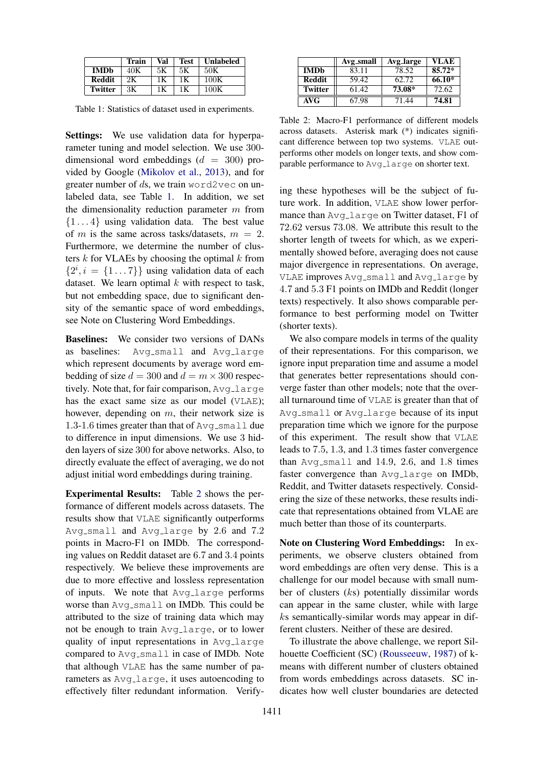|  | Train | Val | Test | Unlabeled |
|---|---|---|---|---|
| **IMDb** | 40K | 5K | 5K | 50K |
| **Reddit** | 2K | 1K | 1K | 100K |
| **Twitter** | 3K | 1K | 1K | 100K |

Table 1: Statistics of dataset used in experiments.

**Settings:** We use validation data for hyperparameter tuning and model selection. We use 300-dimensional word embeddings ($d = 300$) provided by Google (Mikolov et al., 2013), and for greater number of $d$s, we train `word2vec` on unlabeled data, see Table 1. In addition, we set the dimensionality reduction parameter $m$ from $\{1 \dots 4\}$ using validation data. The best value of $m$ is the same across tasks/datasets, $m = 2$. Furthermore, we determine the number of clusters $k$ for VLAEs by choosing the optimal $k$ from $\{2^i, i = \{1 \dots 7\}\}$ using validation data of each dataset. We learn optimal $k$ with respect to task, but not embedding space, due to significant density of the semantic space of word embeddings, see Note on Clustering Word Embeddings.

**Baselines:** We consider two versions of DANs as baselines: `Avg_small` and `Avg_large` which represent documents by average word embedding of size $d = 300$ and $d = m \times 300$ respectively. Note that, for fair comparison, `Avg_large` has the exact same size as our model (`VLAE`); however, depending on $m$, their network size is 1.3-1.6 times greater than that of `Avg_small` due to difference in input dimensions. We use 3 hidden layers of size 300 for above networks. Also, to directly evaluate the effect of averaging, we do not adjust initial word embeddings during training.

**Experimental Results:** Table 2 shows the performance of different models across datasets. The results show that `VLAE` significantly outperforms `Avg_small` and `Avg_large` by 2.6 and 7.2 points in Macro-F1 on IMDb. The corresponding values on Reddit dataset are 6.7 and 3.4 points respectively. We believe these improvements are due to more effective and lossless representation of inputs. We note that `Avg_large` performs worse than `Avg_small` on IMDb. This could be attributed to the size of training data which may not be enough to train `Avg_large`, or to lower quality of input representations in `Avg_large` compared to `Avg_small` in case of IMDb. Note that although `VLAE` has the same number of parameters as `Avg_large`, it uses autoencoding to effectively filter redundant information. Verifying these hypotheses will be the subject of future work. In addition, `VLAE` show lower performance than `Avg_large` on Twitter dataset, F1 of 72.62 versus 73.08. We attribute this result to the shorter length of tweets for which, as we experimentally showed before, averaging does not cause major divergence in representations. On average, `VLAE` improves `Avg_small` and `Avg_large` by 4.7 and 5.3 F1 points on IMDb and Reddit (longer texts) respectively. It also shows comparable performance to best performing model on Twitter (shorter texts).

|  | Avg_small | Avg_large | VLAE |
|---|---|---|---|
| **IMDb** | 83.11 | 78.52 | **85.72*** |
| **Reddit** | 59.42 | 62.72 | **66.10*** |
| **Twitter** | 61.42 | **73.08*** | 72.62 |
| **AVG** | 67.98 | 71.44 | **74.81** |

Table 2: Macro-F1 performance of different models across datasets. Asterisk mark (*) indicates significant difference between top two systems. `VLAE` outperforms other models on longer texts, and show comparable performance to `Avg_large` on shorter text.

We also compare models in terms of the quality of their representations. For this comparison, we ignore input preparation time and assume a model that generates better representations should converge faster than other models; note that the overall turnaround time of `VLAE` is greater than that of `Avg_small` or `Avg_large` because of its input preparation time which we ignore for the purpose of this experiment. The result show that `VLAE` leads to 7.5, 1.3, and 1.3 times faster convergence than `Avg_small` and 14.9, 2.6, and 1.8 times faster convergence than `Avg_large` on IMDb, Reddit, and Twitter datasets respectively. Considering the size of these networks, these results indicate that representations obtained from VLAE are much better than those of its counterparts.

**Note on Clustering Word Embeddings:** In experiments, we observe clusters obtained from word embeddings are often very dense. This is a challenge for our model because with small number of clusters ($k$s) potentially dissimilar words can appear in the same cluster, while with large $k$s semantically-similar words may appear in different clusters. Neither of these are desired.

To illustrate the above challenge, we report Silhouette Coefficient (SC) (Rousseeuw, 1987) of k-means with different number of clusters obtained from words embeddings across datasets. SC indicates how well cluster boundaries are detected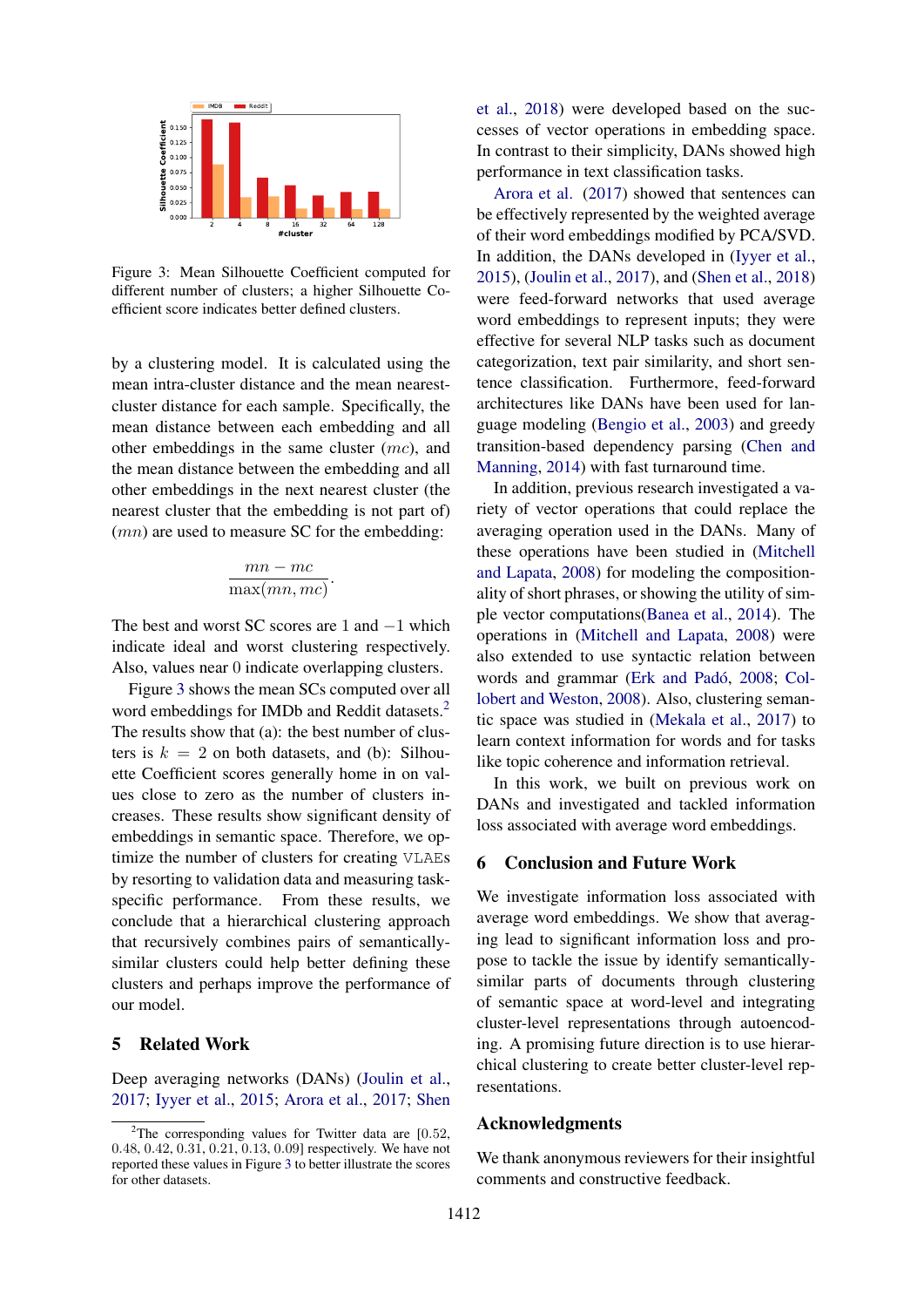Figure 3: Mean Silhouette Coefficient computed for different number of clusters; a higher Silhouette Coefficient score indicates better defined clusters.

by a clustering model. It is calculated using the mean intra-cluster distance and the mean nearest-cluster distance for each sample. Specifically, the mean distance between each embedding and all other embeddings in the same cluster ($mc$), and the mean distance between the embedding and all other embeddings in the next nearest cluster (the nearest cluster that the embedding is not part of) ($mn$) are used to measure SC for the embedding:

$$\frac{mn - mc}{\max(mn, mc)}.$$

The best and worst SC scores are 1 and $-1$ which indicate ideal and worst clustering respectively. Also, values near 0 indicate overlapping clusters.

Figure 3 shows the mean SCs computed over all word embeddings for IMDb and Reddit datasets.[2] The results show that (a): the best number of clusters is $k = 2$ on both datasets, and (b): Silhouette Coefficient scores generally home in on values close to zero as the number of clusters increases. These results show significant density of embeddings in semantic space. Therefore, we optimize the number of clusters for creating VLAEs by resorting to validation data and measuring task-specific performance. From these results, we conclude that a hierarchical clustering approach that recursively combines pairs of semantically-similar clusters could help better defining these clusters and perhaps improve the performance of our model.

## 5 Related Work

Deep averaging networks (DANs) (Joulin et al., 2017; Iyyer et al., 2015; Arora et al., 2017; Shen et al., 2018) were developed based on the successes of vector operations in embedding space. In contrast to their simplicity, DANs showed high performance in text classification tasks.

Arora et al. (2017) showed that sentences can be effectively represented by the weighted average of their word embeddings modified by PCA/SVD. In addition, the DANs developed in (Iyyer et al., 2015), (Joulin et al., 2017), and (Shen et al., 2018) were feed-forward networks that used average word embeddings to represent inputs; they were effective for several NLP tasks such as document categorization, text pair similarity, and short sentence classification. Furthermore, feed-forward architectures like DANs have been used for language modeling (Bengio et al., 2003) and greedy transition-based dependency parsing (Chen and Manning, 2014) with fast turnaround time.

In addition, previous research investigated a variety of vector operations that could replace the averaging operation used in the DANs. Many of these operations have been studied in (Mitchell and Lapata, 2008) for modeling the compositionality of short phrases, or showing the utility of simple vector computations(Banea et al., 2014). The operations in (Mitchell and Lapata, 2008) were also extended to use syntactic relation between words and grammar (Erk and Padó, 2008; Collobert and Weston, 2008). Also, clustering semantic space was studied in (Mekala et al., 2017) to learn context information for words and for tasks like topic coherence and information retrieval.

In this work, we built on previous work on DANs and investigated and tackled information loss associated with average word embeddings.

## 6 Conclusion and Future Work

We investigate information loss associated with average word embeddings. We show that averaging lead to significant information loss and propose to tackle the issue by identify semantically-similar parts of documents through clustering of semantic space at word-level and integrating cluster-level representations through autoencoding. A promising future direction is to use hierarchical clustering to create better cluster-level representations.

## Acknowledgments

We thank anonymous reviewers for their insightful comments and constructive feedback.

[2] The corresponding values for Twitter data are [0.52, 0.48, 0.42, 0.31, 0.21, 0.13, 0.09] respectively. We have not reported these values in Figure 3 to better illustrate the scores for other datasets.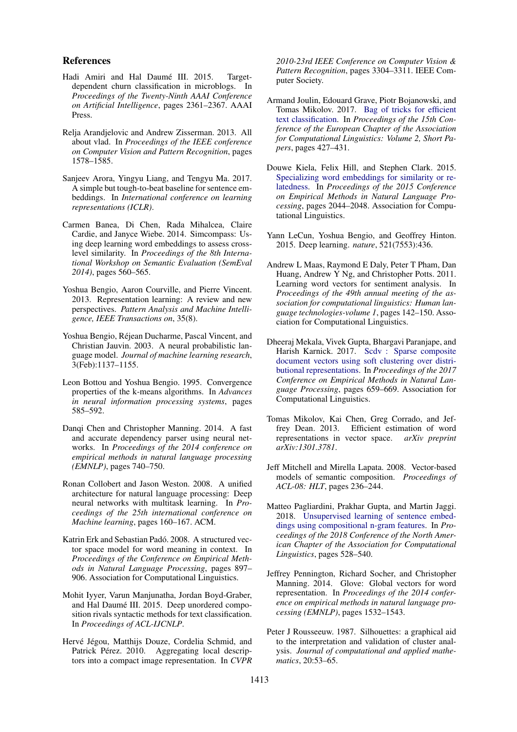## References

Hadi Amiri and Hal Daumé III. 2015. Target-dependent churn classification in microblogs. In *Proceedings of the Twenty-Ninth AAAI Conference on Artificial Intelligence*, pages 2361–2367. AAAI Press.

Relja Arandjelovic and Andrew Zisserman. 2013. All about vlad. In *Proceedings of the IEEE conference on Computer Vision and Pattern Recognition*, pages 1578–1585.

Sanjeev Arora, Yingyu Liang, and Tengyu Ma. 2017. A simple but tough-to-beat baseline for sentence embeddings. In *International conference on learning representations (ICLR)*.

Carmen Banea, Di Chen, Rada Mihalcea, Claire Cardie, and Janyce Wiebe. 2014. Simcompass: Using deep learning word embeddings to assess cross-level similarity. In *Proceedings of the 8th International Workshop on Semantic Evaluation (SemEval 2014)*, pages 560–565.

Yoshua Bengio, Aaron Courville, and Pierre Vincent. 2013. Representation learning: A review and new perspectives. *Pattern Analysis and Machine Intelligence, IEEE Transactions on*, 35(8).

Yoshua Bengio, Réjean Ducharme, Pascal Vincent, and Christian Jauvin. 2003. A neural probabilistic language model. *Journal of machine learning research*, 3(Feb):1137–1155.

Leon Bottou and Yoshua Bengio. 1995. Convergence properties of the k-means algorithms. In *Advances in neural information processing systems*, pages 585–592.

Danqi Chen and Christopher Manning. 2014. A fast and accurate dependency parser using neural networks. In *Proceedings of the 2014 conference on empirical methods in natural language processing (EMNLP)*, pages 740–750.

Ronan Collobert and Jason Weston. 2008. A unified architecture for natural language processing: Deep neural networks with multitask learning. In *Proceedings of the 25th international conference on Machine learning*, pages 160–167. ACM.

Katrin Erk and Sebastian Padó. 2008. A structured vector space model for word meaning in context. In *Proceedings of the Conference on Empirical Methods in Natural Language Processing*, pages 897–906. Association for Computational Linguistics.

Mohit Iyyer, Varun Manjunatha, Jordan Boyd-Graber, and Hal Daumé III. 2015. Deep unordered composition rivals syntactic methods for text classification. In *Proceedings of ACL-IJCNLP*.

Hervé Jégou, Matthijs Douze, Cordelia Schmid, and Patrick Pérez. 2010. Aggregating local descriptors into a compact image representation. In *CVPR 2010-23rd IEEE Conference on Computer Vision & Pattern Recognition*, pages 3304–3311. IEEE Computer Society.

Armand Joulin, Edouard Grave, Piotr Bojanowski, and Tomas Mikolov. 2017. Bag of tricks for efficient text classification. In *Proceedings of the 15th Conference of the European Chapter of the Association for Computational Linguistics: Volume 2, Short Papers*, pages 427–431.

Douwe Kiela, Felix Hill, and Stephen Clark. 2015. Specializing word embeddings for similarity or relatedness. In *Proceedings of the 2015 Conference on Empirical Methods in Natural Language Processing*, pages 2044–2048. Association for Computational Linguistics.

Yann LeCun, Yoshua Bengio, and Geoffrey Hinton. 2015. Deep learning. *nature*, 521(7553):436.

Andrew L Maas, Raymond E Daly, Peter T Pham, Dan Huang, Andrew Y Ng, and Christopher Potts. 2011. Learning word vectors for sentiment analysis. In *Proceedings of the 49th annual meeting of the association for computational linguistics: Human language technologies-volume 1*, pages 142–150. Association for Computational Linguistics.

Dheeraj Mekala, Vivek Gupta, Bhargavi Paranjape, and Harish Karnick. 2017. Scdv : Sparse composite document vectors using soft clustering over distributional representations. In *Proceedings of the 2017 Conference on Empirical Methods in Natural Language Processing*, pages 659–669. Association for Computational Linguistics.

Tomas Mikolov, Kai Chen, Greg Corrado, and Jeffrey Dean. 2013. Efficient estimation of word representations in vector space. *arXiv preprint arXiv:1301.3781*.

Jeff Mitchell and Mirella Lapata. 2008. Vector-based models of semantic composition. *Proceedings of ACL-08: HLT*, pages 236–244.

Matteo Pagliardini, Prakhar Gupta, and Martin Jaggi. 2018. Unsupervised learning of sentence embeddings using compositional n-gram features. In *Proceedings of the 2018 Conference of the North American Chapter of the Association for Computational Linguistics*, pages 528–540.

Jeffrey Pennington, Richard Socher, and Christopher Manning. 2014. Glove: Global vectors for word representation. In *Proceedings of the 2014 conference on empirical methods in natural language processing (EMNLP)*, pages 1532–1543.

Peter J Rousseeuw. 1987. Silhouettes: a graphical aid to the interpretation and validation of cluster analysis. *Journal of computational and applied mathematics*, 20:53–65.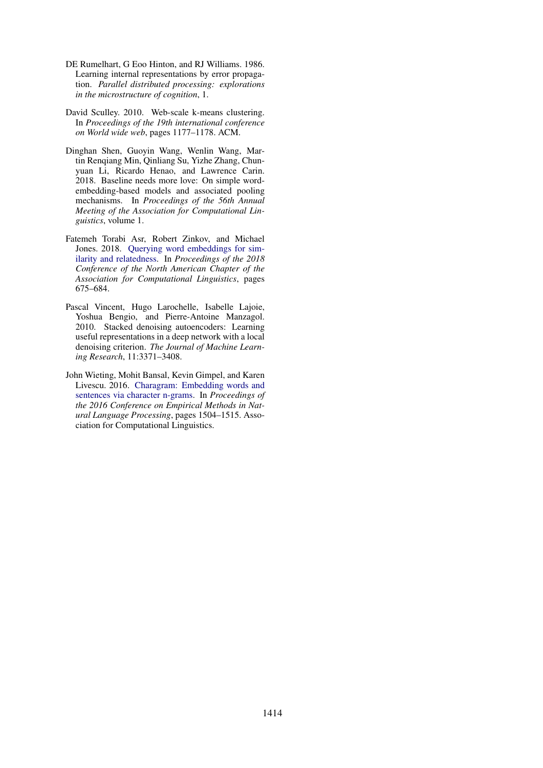DE Rumelhart, G Eoo Hinton, and RJ Williams. 1986. Learning internal representations by error propagation. *Parallel distributed processing: explorations in the microstructure of cognition*, 1.

David Sculley. 2010. Web-scale k-means clustering. In *Proceedings of the 19th international conference on World wide web*, pages 1177–1178. ACM.

Dinghan Shen, Guoyin Wang, Wenlin Wang, Martin Renqiang Min, Qinliang Su, Yizhe Zhang, Chunyuan Li, Ricardo Henao, and Lawrence Carin. 2018. Baseline needs more love: On simple word-embedding-based models and associated pooling mechanisms. In *Proceedings of the 56th Annual Meeting of the Association for Computational Linguistics*, volume 1.

Fatemeh Torabi Asr, Robert Zinkov, and Michael Jones. 2018. Querying word embeddings for similarity and relatedness. In *Proceedings of the 2018 Conference of the North American Chapter of the Association for Computational Linguistics*, pages 675–684.

Pascal Vincent, Hugo Larochelle, Isabelle Lajoie, Yoshua Bengio, and Pierre-Antoine Manzagol. 2010. Stacked denoising autoencoders: Learning useful representations in a deep network with a local denoising criterion. *The Journal of Machine Learning Research*, 11:3371–3408.

John Wieting, Mohit Bansal, Kevin Gimpel, and Karen Livescu. 2016. Charagram: Embedding words and sentences via character n-grams. In *Proceedings of the 2016 Conference on Empirical Methods in Natural Language Processing*, pages 1504–1515. Association for Computational Linguistics.